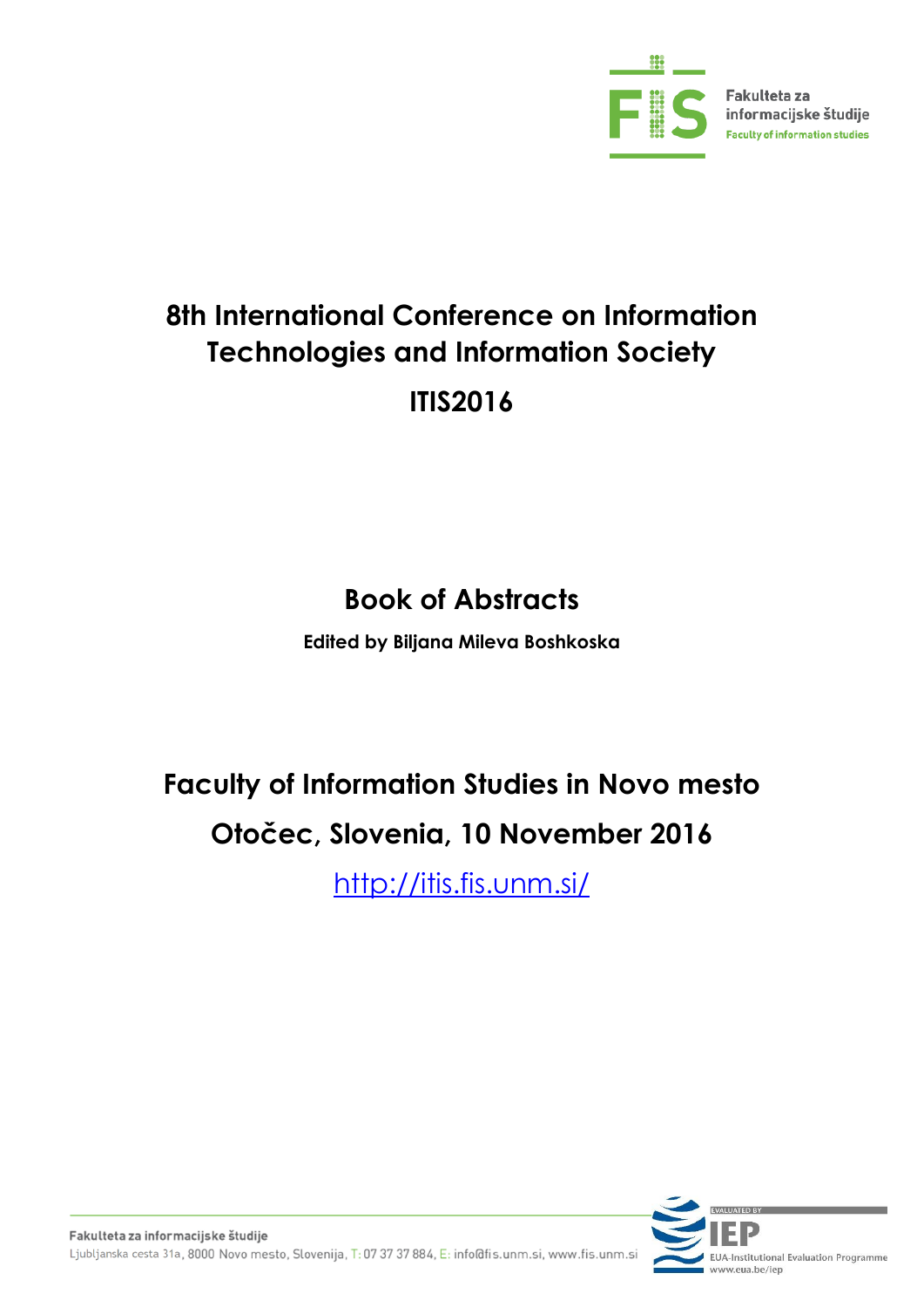# 8th International Conference on Information Technologies and Information Society

# ITIS2016

## Book of Abstracts

**Edited by Biljana Mileva Boshkoska**

## Faculty of Information Studies in Novo mesto

## Otočec, Slovenia, 10 November 2016

http://itis.fis.unm.si/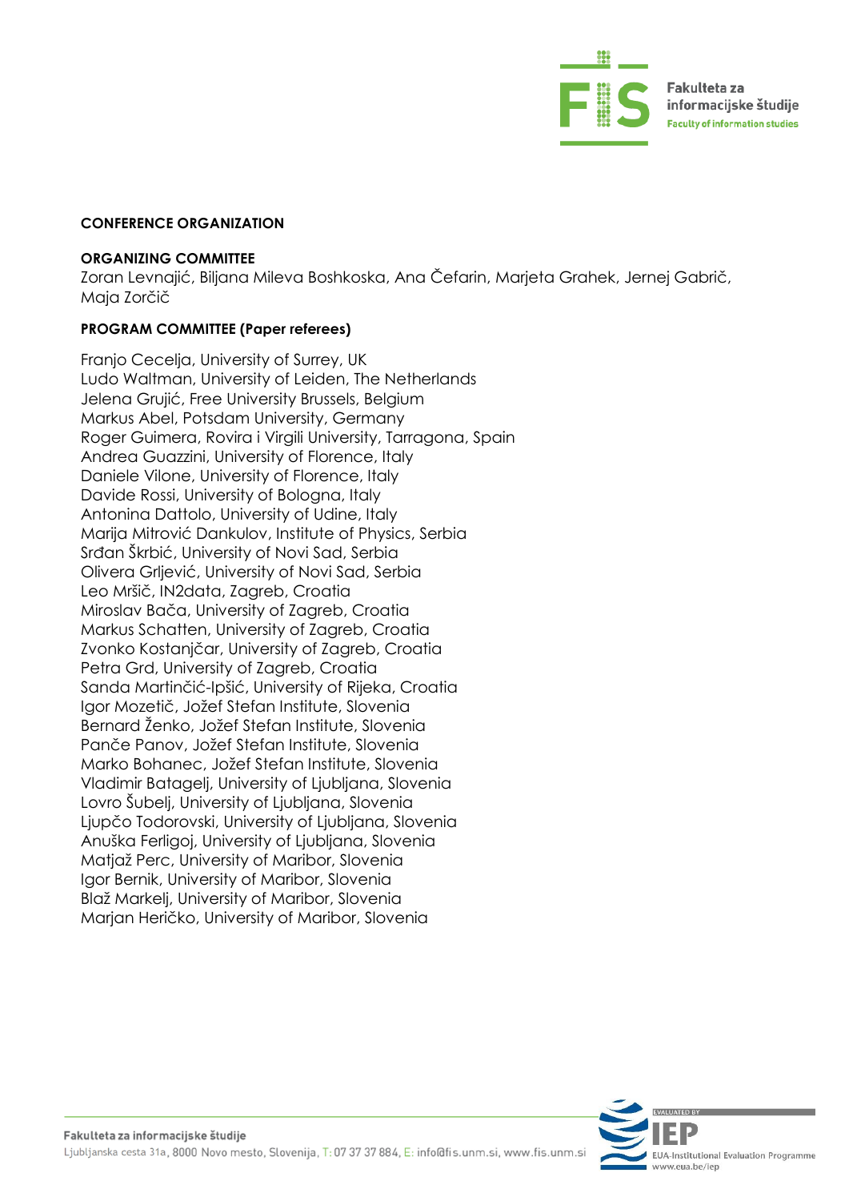## CONFERENCE ORGANIZATION

### ORGANIZING COMMITTEE

Zoran Levnajić, Biljana Mileva Boshkoska, Ana Čefarin, Marjeta Grahek, Jernej Gabrič, Maja Zorčič

### PROGRAM COMMITTEE (Paper referees)

Franjo Cecelja, University of Surrey, UK
Ludo Waltman, University of Leiden, The Netherlands
Jelena Grujić, Free University Brussels, Belgium
Markus Abel, Potsdam University, Germany
Roger Guimera, Rovira i Virgili University, Tarragona, Spain
Andrea Guazzini, University of Florence, Italy
Daniele Vilone, University of Florence, Italy
Davide Rossi, University of Bologna, Italy
Antonina Dattolo, University of Udine, Italy
Marija Mitrović Dankulov, Institute of Physics, Serbia
Srđan Škrbić, University of Novi Sad, Serbia
Olivera Grljević, University of Novi Sad, Serbia
Leo Mršič, IN2data, Zagreb, Croatia
Miroslav Bača, University of Zagreb, Croatia
Markus Schatten, University of Zagreb, Croatia
Zvonko Kostanjčar, University of Zagreb, Croatia
Petra Grd, University of Zagreb, Croatia
Sanda Martinčić-Ipšić, University of Rijeka, Croatia
Igor Mozetič, Jožef Stefan Institute, Slovenia
Bernard Ženko, Jožef Stefan Institute, Slovenia
Panče Panov, Jožef Stefan Institute, Slovenia
Marko Bohanec, Jožef Stefan Institute, Slovenia
Vladimir Batagelj, University of Ljubljana, Slovenia
Lovro Šubelj, University of Ljubljana, Slovenia
Ljupčo Todorovski, University of Ljubljana, Slovenia
Anuška Ferligoj, University of Ljubljana, Slovenia
Matjaž Perc, University of Maribor, Slovenia
Igor Bernik, University of Maribor, Slovenia
Blaž Markelj, University of Maribor, Slovenia
Marjan Heričko, University of Maribor, Slovenia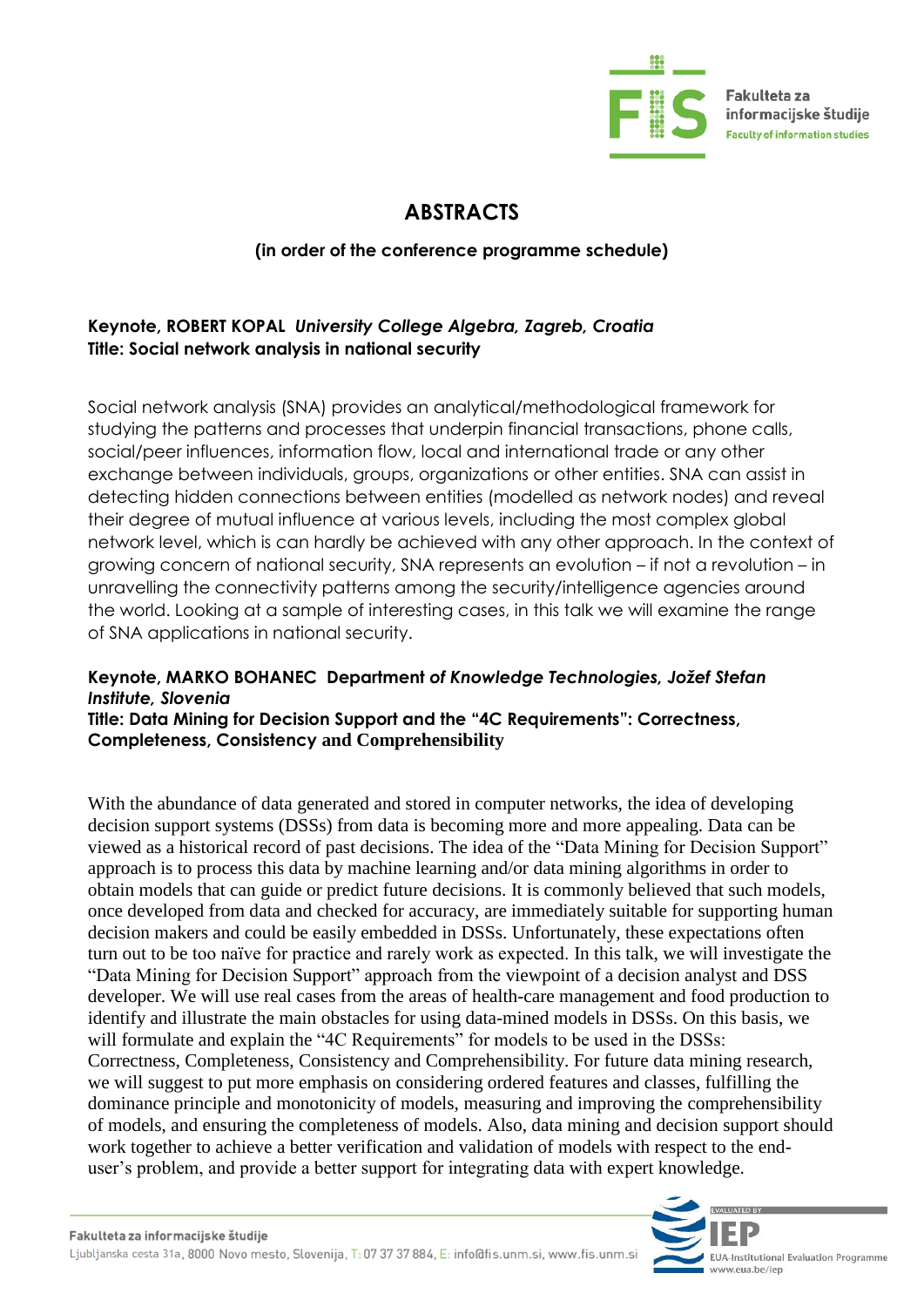# ABSTRACTS

**(in order of the conference programme schedule)**

**Keynote, ROBERT KOPAL** ***University College Algebra, Zagreb, Croatia***
**Title: Social network analysis in national security**

Social network analysis (SNA) provides an analytical/methodological framework for studying the patterns and processes that underpin financial transactions, phone calls, social/peer influences, information flow, local and international trade or any other exchange between individuals, groups, organizations or other entities. SNA can assist in detecting hidden connections between entities (modelled as network nodes) and reveal their degree of mutual influence at various levels, including the most complex global network level, which is can hardly be achieved with any other approach. In the context of growing concern of national security, SNA represents an evolution – if not a revolution – in unravelling the connectivity patterns among the security/intelligence agencies around the world. Looking at a sample of interesting cases, in this talk we will examine the range of SNA applications in national security.

**Keynote, MARKO BOHANEC Department** ***of Knowledge Technologies, Jožef Stefan Institute, Slovenia***
**Title: Data Mining for Decision Support and the "4C Requirements": Correctness, Completeness, Consistency and Comprehensibility**

With the abundance of data generated and stored in computer networks, the idea of developing decision support systems (DSSs) from data is becoming more and more appealing. Data can be viewed as a historical record of past decisions. The idea of the "Data Mining for Decision Support" approach is to process this data by machine learning and/or data mining algorithms in order to obtain models that can guide or predict future decisions. It is commonly believed that such models, once developed from data and checked for accuracy, are immediately suitable for supporting human decision makers and could be easily embedded in DSSs. Unfortunately, these expectations often turn out to be too naïve for practice and rarely work as expected. In this talk, we will investigate the "Data Mining for Decision Support" approach from the viewpoint of a decision analyst and DSS developer. We will use real cases from the areas of health-care management and food production to identify and illustrate the main obstacles for using data-mined models in DSSs. On this basis, we will formulate and explain the "4C Requirements" for models to be used in the DSSs: Correctness, Completeness, Consistency and Comprehensibility. For future data mining research, we will suggest to put more emphasis on considering ordered features and classes, fulfilling the dominance principle and monotonicity of models, measuring and improving the comprehensibility of models, and ensuring the completeness of models. Also, data mining and decision support should work together to achieve a better verification and validation of models with respect to the end-user's problem, and provide a better support for integrating data with expert knowledge.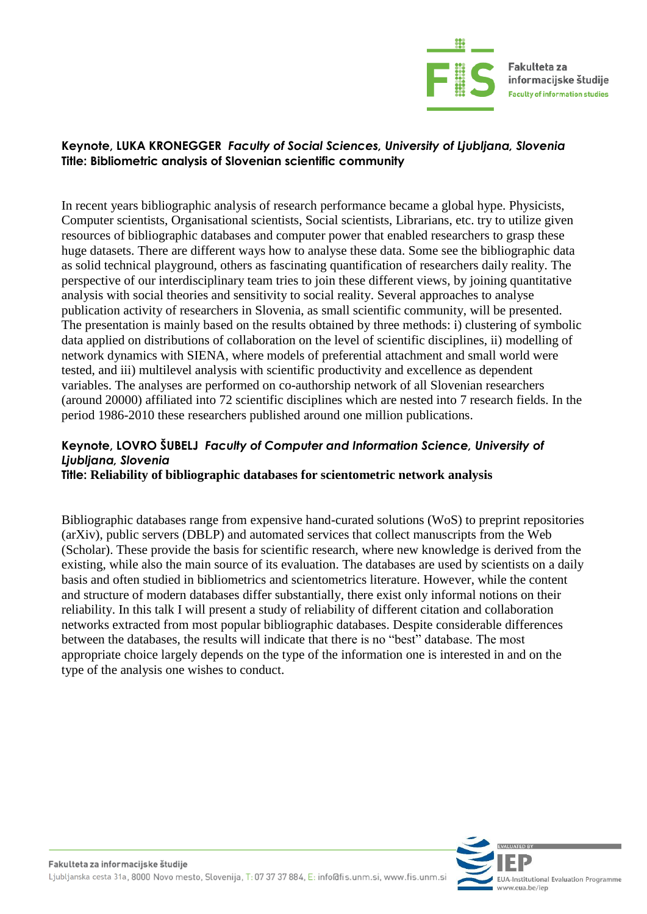**Keynote, LUKA KRONEGGER** ***Faculty of Social Sciences, University of Ljubljana, Slovenia***
**Title: Bibliometric analysis of Slovenian scientific community**

In recent years bibliographic analysis of research performance became a global hype. Physicists, Computer scientists, Organisational scientists, Social scientists, Librarians, etc. try to utilize given resources of bibliographic databases and computer power that enabled researchers to grasp these huge datasets. There are different ways how to analyse these data. Some see the bibliographic data as solid technical playground, others as fascinating quantification of researchers daily reality. The perspective of our interdisciplinary team tries to join these different views, by joining quantitative analysis with social theories and sensitivity to social reality. Several approaches to analyse publication activity of researchers in Slovenia, as small scientific community, will be presented. The presentation is mainly based on the results obtained by three methods: i) clustering of symbolic data applied on distributions of collaboration on the level of scientific disciplines, ii) modelling of network dynamics with SIENA, where models of preferential attachment and small world were tested, and iii) multilevel analysis with scientific productivity and excellence as dependent variables. The analyses are performed on co-authorship network of all Slovenian researchers (around 20000) affiliated into 72 scientific disciplines which are nested into 7 research fields. In the period 1986-2010 these researchers published around one million publications.

**Keynote, LOVRO ŠUBELJ** ***Faculty of Computer and Information Science, University of Ljubljana, Slovenia***
**Title: Reliability of bibliographic databases for scientometric network analysis**

Bibliographic databases range from expensive hand-curated solutions (WoS) to preprint repositories (arXiv), public servers (DBLP) and automated services that collect manuscripts from the Web (Scholar). These provide the basis for scientific research, where new knowledge is derived from the existing, while also the main source of its evaluation. The databases are used by scientists on a daily basis and often studied in bibliometrics and scientometrics literature. However, while the content and structure of modern databases differ substantially, there exist only informal notions on their reliability. In this talk I will present a study of reliability of different citation and collaboration networks extracted from most popular bibliographic databases. Despite considerable differences between the databases, the results will indicate that there is no "best" database. The most appropriate choice largely depends on the type of the information one is interested in and on the type of the analysis one wishes to conduct.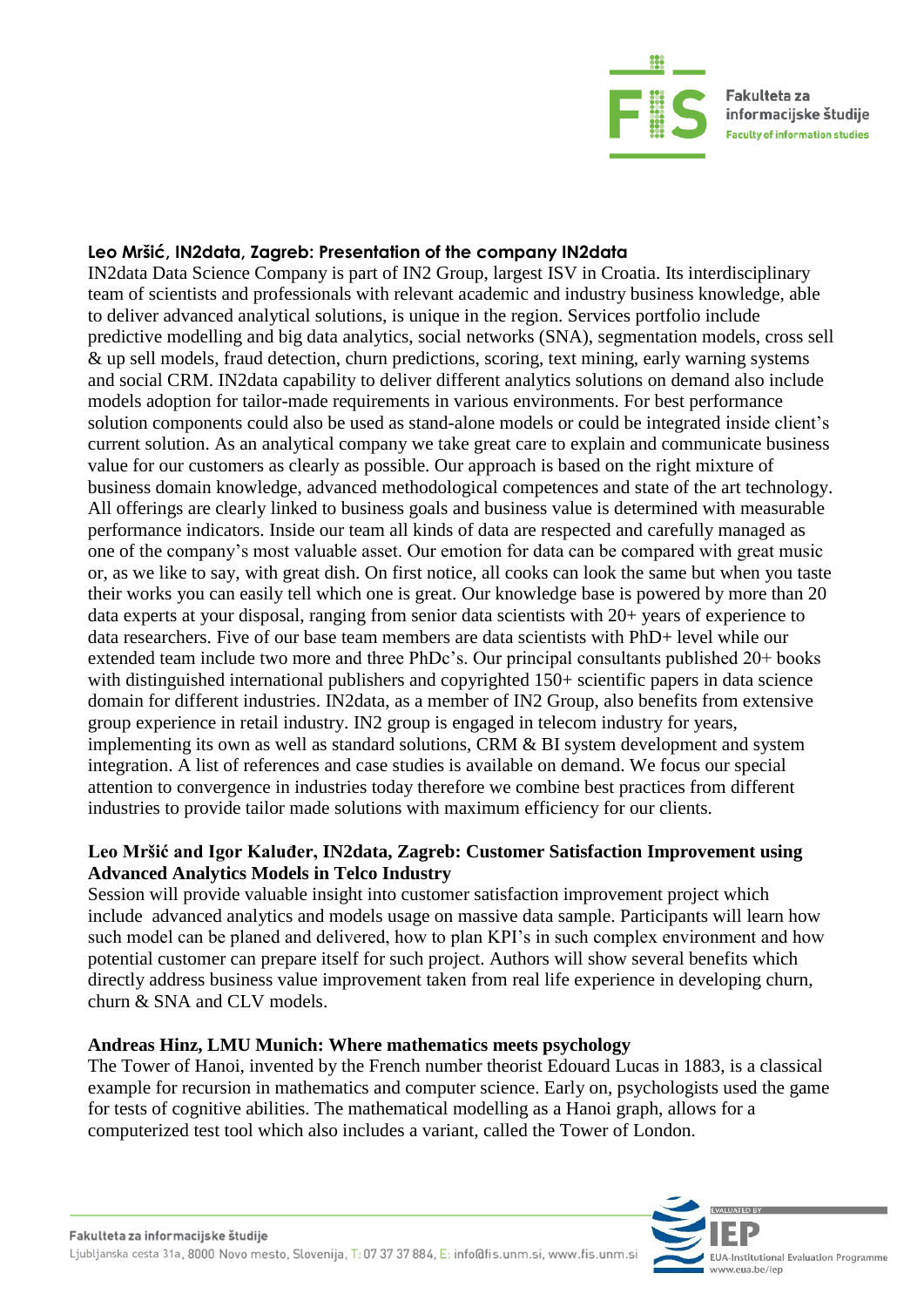**Leo Mršić, IN2data, Zagreb: Presentation of the company IN2data**

IN2data Data Science Company is part of IN2 Group, largest ISV in Croatia. Its interdisciplinary team of scientists and professionals with relevant academic and industry business knowledge, able to deliver advanced analytical solutions, is unique in the region. Services portfolio include predictive modelling and big data analytics, social networks (SNA), segmentation models, cross sell & up sell models, fraud detection, churn predictions, scoring, text mining, early warning systems and social CRM. IN2data capability to deliver different analytics solutions on demand also include models adoption for tailor-made requirements in various environments. For best performance solution components could also be used as stand-alone models or could be integrated inside client's current solution. As an analytical company we take great care to explain and communicate business value for our customers as clearly as possible. Our approach is based on the right mixture of business domain knowledge, advanced methodological competences and state of the art technology. All offerings are clearly linked to business goals and business value is determined with measurable performance indicators. Inside our team all kinds of data are respected and carefully managed as one of the company's most valuable asset. Our emotion for data can be compared with great music or, as we like to say, with great dish. On first notice, all cooks can look the same but when you taste their works you can easily tell which one is great. Our knowledge base is powered by more than 20 data experts at your disposal, ranging from senior data scientists with 20+ years of experience to data researchers. Five of our base team members are data scientists with PhD+ level while our extended team include two more and three PhDc's. Our principal consultants published 20+ books with distinguished international publishers and copyrighted 150+ scientific papers in data science domain for different industries. IN2data, as a member of IN2 Group, also benefits from extensive group experience in retail industry. IN2 group is engaged in telecom industry for years, implementing its own as well as standard solutions, CRM & BI system development and system integration. A list of references and case studies is available on demand. We focus our special attention to convergence in industries today therefore we combine best practices from different industries to provide tailor made solutions with maximum efficiency for our clients.

**Leo Mršić and Igor Kaluđer, IN2data, Zagreb: Customer Satisfaction Improvement using Advanced Analytics Models in Telco Industry**

Session will provide valuable insight into customer satisfaction improvement project which include advanced analytics and models usage on massive data sample. Participants will learn how such model can be planed and delivered, how to plan KPI's in such complex environment and how potential customer can prepare itself for such project. Authors will show several benefits which directly address business value improvement taken from real life experience in developing churn, churn & SNA and CLV models.

**Andreas Hinz, LMU Munich: Where mathematics meets psychology**

The Tower of Hanoi, invented by the French number theorist Edouard Lucas in 1883, is a classical example for recursion in mathematics and computer science. Early on, psychologists used the game for tests of cognitive abilities. The mathematical modelling as a Hanoi graph, allows for a computerized test tool which also includes a variant, called the Tower of London.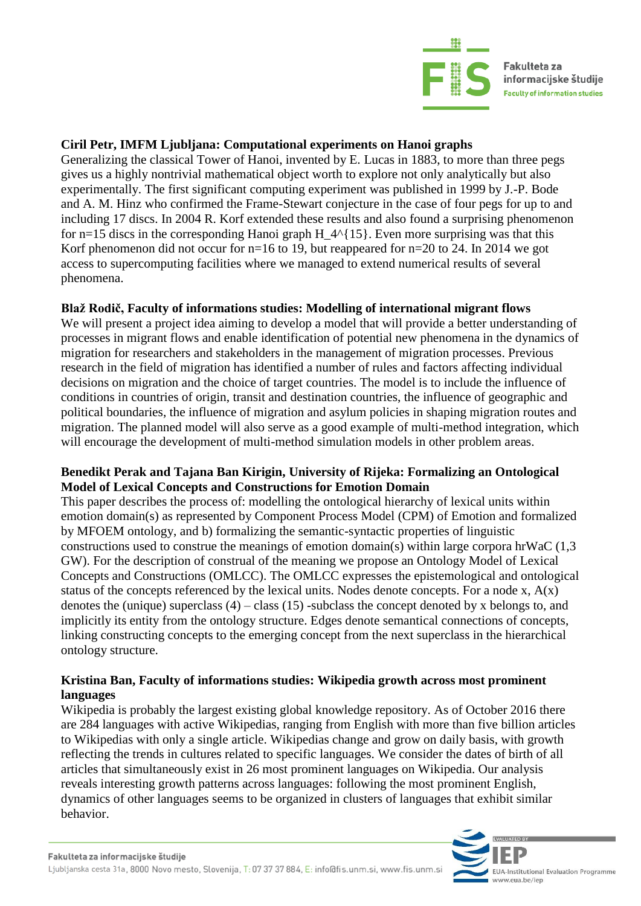**Ciril Petr, IMFM Ljubljana: Computational experiments on Hanoi graphs**

Generalizing the classical Tower of Hanoi, invented by E. Lucas in 1883, to more than three pegs gives us a highly nontrivial mathematical object worth to explore not only analytically but also experimentally. The first significant computing experiment was published in 1999 by J.-P. Bode and A. M. Hinz who confirmed the Frame-Stewart conjecture in the case of four pegs for up to and including 17 discs. In 2004 R. Korf extended these results and also found a surprising phenomenon for $n=15$ discs in the corresponding Hanoi graph $H_4^{15}$. Even more surprising was that this Korf phenomenon did not occur for $n=16$ to 19, but reappeared for $n=20$ to 24. In 2014 we got access to supercomputing facilities where we managed to extend numerical results of several phenomena.

**Blaž Rodič, Faculty of informations studies: Modelling of international migrant flows**

We will present a project idea aiming to develop a model that will provide a better understanding of processes in migrant flows and enable identification of potential new phenomena in the dynamics of migration for researchers and stakeholders in the management of migration processes. Previous research in the field of migration has identified a number of rules and factors affecting individual decisions on migration and the choice of target countries. The model is to include the influence of conditions in countries of origin, transit and destination countries, the influence of geographic and political boundaries, the influence of migration and asylum policies in shaping migration routes and migration. The planned model will also serve as a good example of multi-method integration, which will encourage the development of multi-method simulation models in other problem areas.

**Benedikt Perak and Tajana Ban Kirigin, University of Rijeka: Formalizing an Ontological Model of Lexical Concepts and Constructions for Emotion Domain**

This paper describes the process of: modelling the ontological hierarchy of lexical units within emotion domain(s) as represented by Component Process Model (CPM) of Emotion and formalized by MFOEM ontology, and b) formalizing the semantic-syntactic properties of linguistic constructions used to construe the meanings of emotion domain(s) within large corpora hrWaC (1,3 GW). For the description of construal of the meaning we propose an Ontology Model of Lexical Concepts and Constructions (OMLCC). The OMLCC expresses the epistemological and ontological status of the concepts referenced by the lexical units. Nodes denote concepts. For a node x, A(x) denotes the (unique) superclass (4) – class (15) -subclass the concept denoted by x belongs to, and implicitly its entity from the ontology structure. Edges denote semantical connections of concepts, linking constructing concepts to the emerging concept from the next superclass in the hierarchical ontology structure.

**Kristina Ban, Faculty of informations studies: Wikipedia growth across most prominent languages**

Wikipedia is probably the largest existing global knowledge repository. As of October 2016 there are 284 languages with active Wikipedias, ranging from English with more than five billion articles to Wikipedias with only a single article. Wikipedias change and grow on daily basis, with growth reflecting the trends in cultures related to specific languages. We consider the dates of birth of all articles that simultaneously exist in 26 most prominent languages on Wikipedia. Our analysis reveals interesting growth patterns across languages: following the most prominent English, dynamics of other languages seems to be organized in clusters of languages that exhibit similar behavior.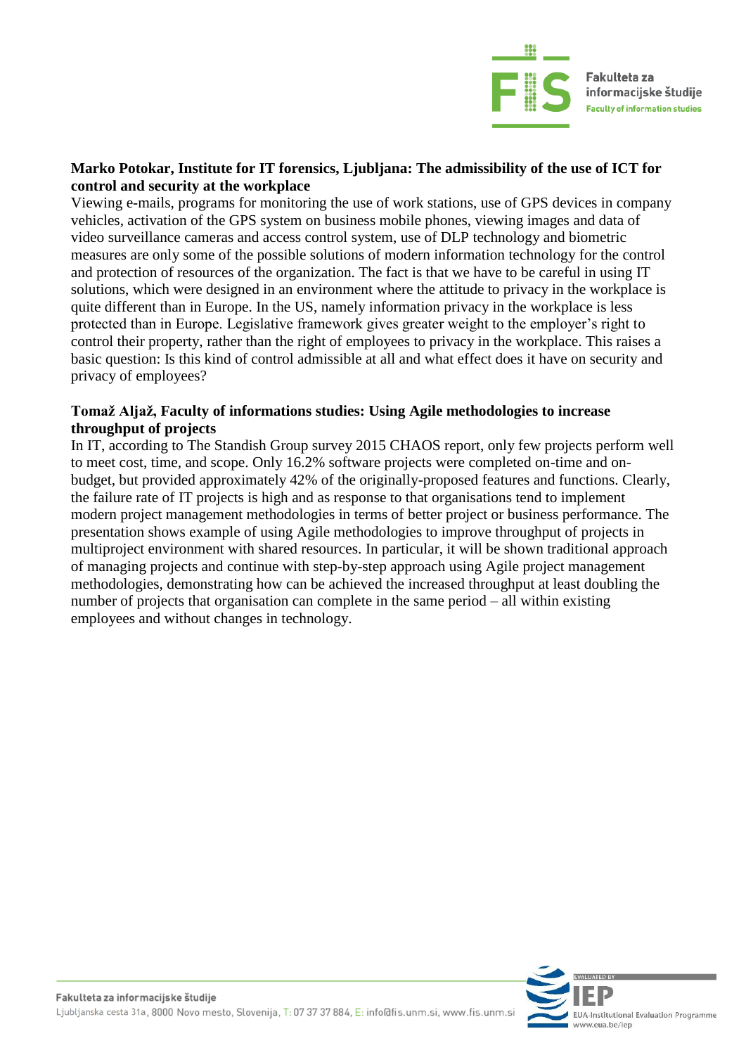**Marko Potokar, Institute for IT forensics, Ljubljana: The admissibility of the use of ICT for control and security at the workplace**

Viewing e-mails, programs for monitoring the use of work stations, use of GPS devices in company vehicles, activation of the GPS system on business mobile phones, viewing images and data of video surveillance cameras and access control system, use of DLP technology and biometric measures are only some of the possible solutions of modern information technology for the control and protection of resources of the organization. The fact is that we have to be careful in using IT solutions, which were designed in an environment where the attitude to privacy in the workplace is quite different than in Europe. In the US, namely information privacy in the workplace is less protected than in Europe. Legislative framework gives greater weight to the employer's right to control their property, rather than the right of employees to privacy in the workplace. This raises a basic question: Is this kind of control admissible at all and what effect does it have on security and privacy of employees?

**Tomaž Aljaž, Faculty of informations studies: Using Agile methodologies to increase throughput of projects**

In IT, according to The Standish Group survey 2015 CHAOS report, only few projects perform well to meet cost, time, and scope. Only 16.2% software projects were completed on-time and on-budget, but provided approximately 42% of the originally-proposed features and functions. Clearly, the failure rate of IT projects is high and as response to that organisations tend to implement modern project management methodologies in terms of better project or business performance. The presentation shows example of using Agile methodologies to improve throughput of projects in multiproject environment with shared resources. In particular, it will be shown traditional approach of managing projects and continue with step-by-step approach using Agile project management methodologies, demonstrating how can be achieved the increased throughput at least doubling the number of projects that organisation can complete in the same period – all within existing employees and without changes in technology.